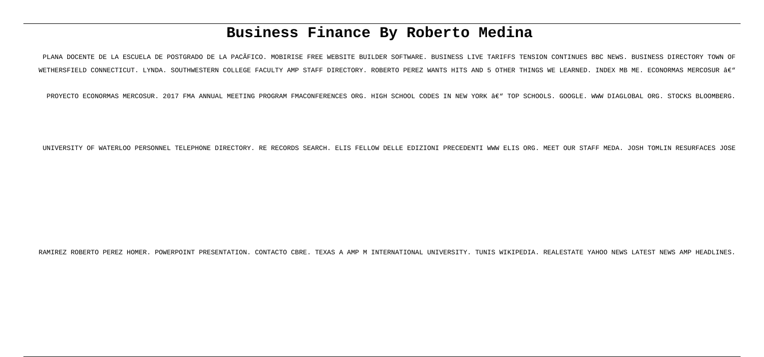# Business Finance By Roberto Medina

PLANA DOCENTE DE LA ESCUELA DE POSTGRADO DE LA PACÃFICO. MOBIRISE FREE WEBSITE BUILDER SOFTWARE. BUSINESS LIVE TARIFFS TENSION CONTINUES BBC NEWS. BUSINESS DIRECTORY TOWN OF WETHERSFIELD CONNECTICUT. LYNDA. SOUTHWESTERN COLLEGE FACULTY AMP STAFF DIRECTORY. ROBERTO PEREZ WANTS HITS AND 5 OTHER THINGS WE LEARNED. INDEX MB ME. ECONORMAS MERCOSUR â€" PROYECTO ECONORMAS MERCOSUR. 2017 FMA ANNUAL MEETING PROGRAM FMACONFERENCES ORG. HIGH SCHOOL CODES IN NEW YORK â€" TOP SCHOOLS. GOOGLE. WWW DIAGLOBAL ORG. STOCKS BLOOMBERG. UNIVERSITY OF WATERLOO PERSONNEL TELEPHONE DIRECTORY. RE RECORDS SEARCH. ELIS FELLOW DELLE EDIZIONI PRECEDENTI WWW ELIS ORG. MEET OUR STAFF MEDA. JOSH TOMLIN RESURFACES JOSE RAMIREZ ROBERTO PEREZ HOMER. POWERPOINT PRESENTATION. CONTACTO CBRE. TEXAS A AMP M INTERNATIONAL UNIVERSITY. TUNIS WIKIPEDIA. REALESTATE YAHOO NEWS LATEST NEWS AMP HEADLINES.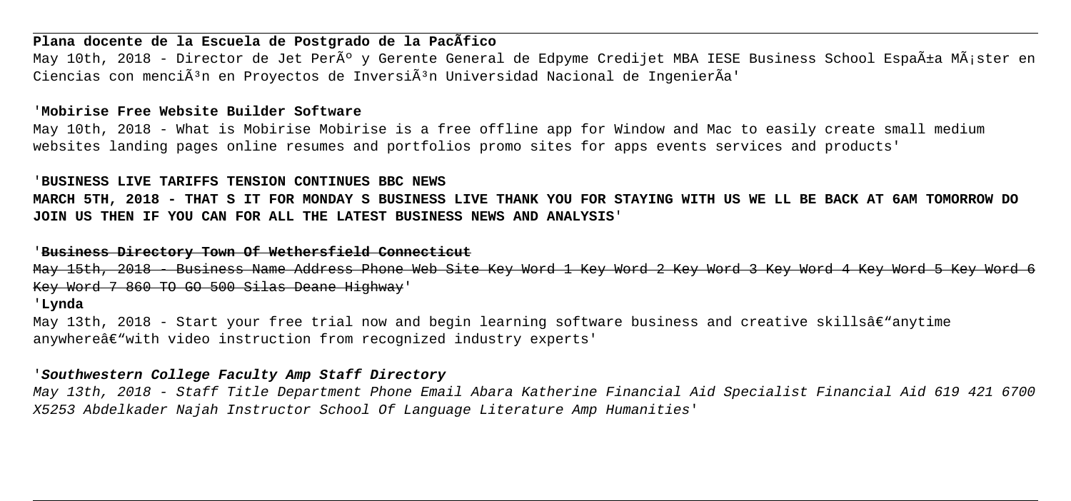**Plana docente de la Escuela de Postgrado de la PacÃfico**

May 10th, 2018 - Director de Jet PerÃº y Gerente General de Edpyme Credijet MBA IESE Business School EspaÃ±a MÃ¡ster en Ciencias con menciÃ³n en Proyectos de InversiÃ³n Universidad Nacional de IngenierÃa'

'**Mobirise Free Website Builder Software**

May 10th, 2018 - What is Mobirise Mobirise is a free offline app for Window and Mac to easily create small medium websites landing pages online resumes and portfolios promo sites for apps events services and products'

'**BUSINESS LIVE TARIFFS TENSION CONTINUES BBC NEWS**

**MARCH 5TH, 2018 - THAT S IT FOR MONDAY S BUSINESS LIVE THANK YOU FOR STAYING WITH US WE LL BE BACK AT 6AM TOMORROW DO JOIN US THEN IF YOU CAN FOR ALL THE LATEST BUSINESS NEWS AND ANALYSIS**'

'~~**Business Directory Town Of Wethersfield Connecticut**~~

~~May 15th, 2018 - Business Name Address Phone Web Site Key Word 1 Key Word 2 Key Word 3 Key Word 4 Key Word 5 Key Word 6 Key Word 7 860 TO GO 500 Silas Deane Highway~~'

'**Lynda**

May 13th, 2018 - Start your free trial now and begin learning software business and creative skillsâ€"anytime anywhereâ€"with video instruction from recognized industry experts'

'***Southwestern College Faculty Amp Staff Directory***

*May 13th, 2018 - Staff Title Department Phone Email Abara Katherine Financial Aid Specialist Financial Aid 619 421 6700 X5253 Abdelkader Najah Instructor School Of Language Literature Amp Humanities*'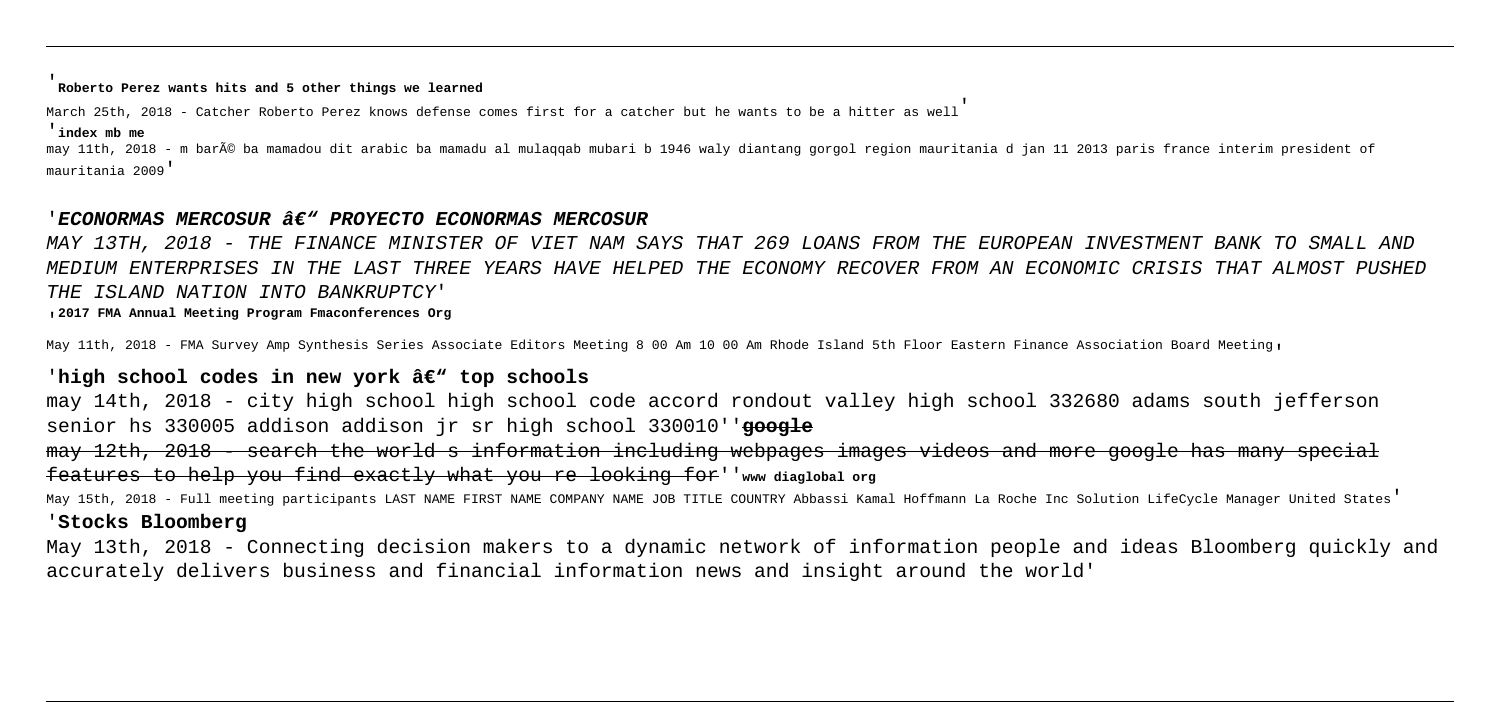'**Roberto Perez wants hits and 5 other things we learned**

March 25th, 2018 - Catcher Roberto Perez knows defense comes first for a catcher but he wants to be a hitter as well'

'**index mb me**

may 11th, 2018 - m barÃ© ba mamadou dit arabic ba mamadu al mulaqqab mubari b 1946 waly diantang gorgol region mauritania d jan 11 2013 paris france interim president of mauritania 2009'

'***ECONORMAS MERCOSUR â€" PROYECTO ECONORMAS MERCOSUR***

*MAY 13TH, 2018 - THE FINANCE MINISTER OF VIET NAM SAYS THAT 269 LOANS FROM THE EUROPEAN INVESTMENT BANK TO SMALL AND MEDIUM ENTERPRISES IN THE LAST THREE YEARS HAVE HELPED THE ECONOMY RECOVER FROM AN ECONOMIC CRISIS THAT ALMOST PUSHED THE ISLAND NATION INTO BANKRUPTCY'*

'**2017 FMA Annual Meeting Program Fmaconferences Org**

May 11th, 2018 - FMA Survey Amp Synthesis Series Associate Editors Meeting 8 00 Am 10 00 Am Rhode Island 5th Floor Eastern Finance Association Board Meeting'

'**high school codes in new york â€" top schools**

may 14th, 2018 - city high school high school code accord rondout valley high school 332680 adams south jefferson senior hs 330005 addison addison jr sr high school 330010''**google**

may 12th, 2018 - search the world s information including webpages images videos and more google has many special features to help you find exactly what you re looking for''**www diaglobal org**

May 15th, 2018 - Full meeting participants LAST NAME FIRST NAME COMPANY NAME JOB TITLE COUNTRY Abbassi Kamal Hoffmann La Roche Inc Solution LifeCycle Manager United States'

'**Stocks Bloomberg**

May 13th, 2018 - Connecting decision makers to a dynamic network of information people and ideas Bloomberg quickly and accurately delivers business and financial information news and insight around the world'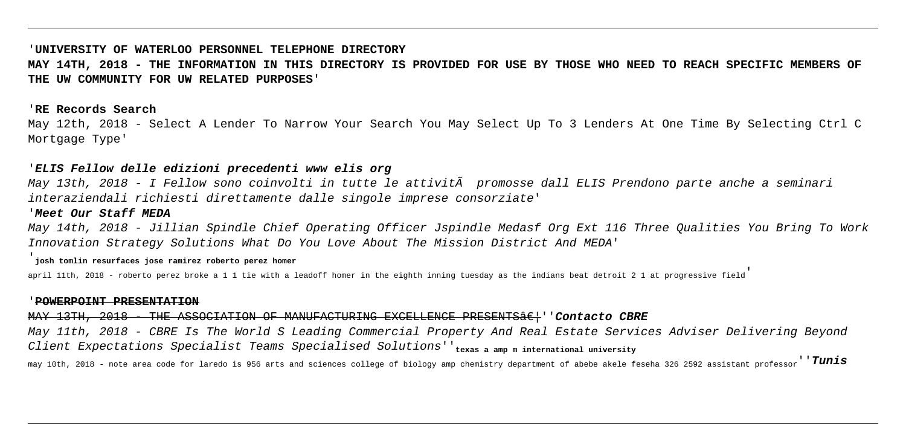'**UNIVERSITY OF WATERLOO PERSONNEL TELEPHONE DIRECTORY**

**MAY 14TH, 2018 - THE INFORMATION IN THIS DIRECTORY IS PROVIDED FOR USE BY THOSE WHO NEED TO REACH SPECIFIC MEMBERS OF THE UW COMMUNITY FOR UW RELATED PURPOSES**'

'**RE Records Search**

May 12th, 2018 - Select A Lender To Narrow Your Search You May Select Up To 3 Lenders At One Time By Selecting Ctrl C Mortgage Type'

'***ELIS Fellow delle edizioni precedenti www elis org***

*May 13th, 2018 - I Fellow sono coinvolti in tutte le attivitÃ  promosse dall ELIS Prendono parte anche a seminari interaziendali richiesti direttamente dalle singole imprese consorziate*'

'***Meet Our Staff MEDA***

*May 14th, 2018 - Jillian Spindle Chief Operating Officer Jspindle Medasf Org Ext 116 Three Qualities You Bring To Work Innovation Strategy Solutions What Do You Love About The Mission District And MEDA*'

'**josh tomlin resurfaces jose ramirez roberto perez homer**

april 11th, 2018 - roberto perez broke a 1 1 tie with a leadoff homer in the eighth inning tuesday as the indians beat detroit 2 1 at progressive field'

'~~**POWERPOINT PRESENTATION**~~

~~MAY 13TH, 2018 - THE ASSOCIATION OF MANUFACTURING EXCELLENCE PRESENTSâ€¦~~''***Contacto CBRE***

*May 11th, 2018 - CBRE Is The World S Leading Commercial Property And Real Estate Services Adviser Delivering Beyond Client Expectations Specialist Teams Specialised Solutions*''**texas a amp m international university**

may 10th, 2018 - note area code for laredo is 956 arts and sciences college of biology amp chemistry department of abebe akele feseha 326 2592 assistant professor''***Tunis***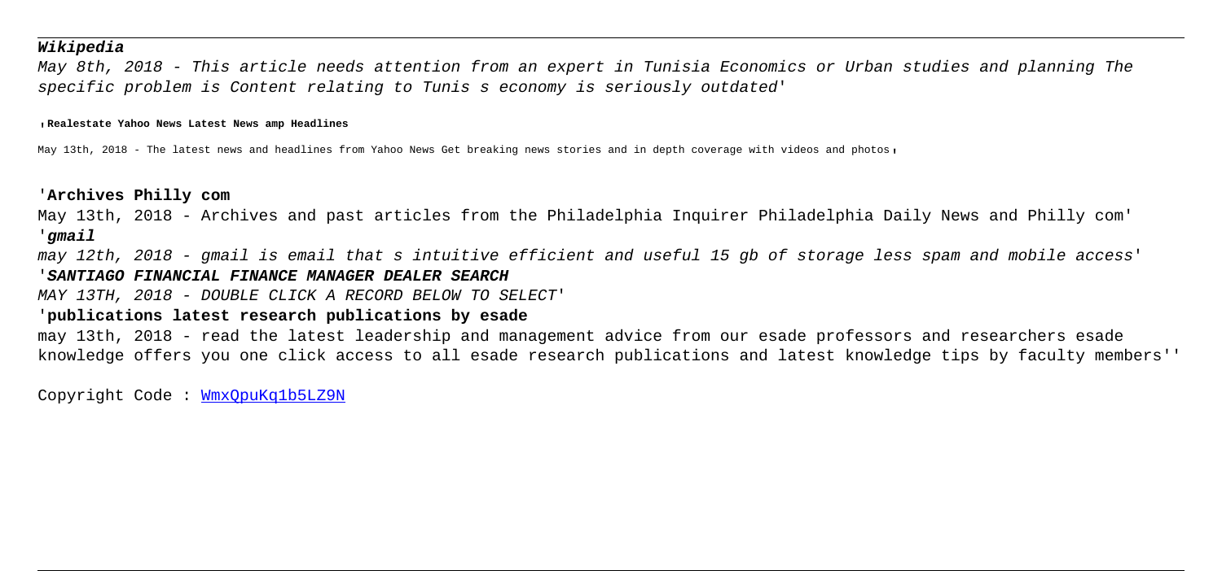**Wikipedia**

*May 8th, 2018 - This article needs attention from an expert in Tunisia Economics or Urban studies and planning The specific problem is Content relating to Tunis s economy is seriously outdated'*

'**Realestate Yahoo News Latest News amp Headlines**

May 13th, 2018 - The latest news and headlines from Yahoo News Get breaking news stories and in depth coverage with videos and photos'

'**Archives Philly com**

May 13th, 2018 - Archives and past articles from the Philadelphia Inquirer Philadelphia Daily News and Philly com'

'***gmail***

*may 12th, 2018 - gmail is email that s intuitive efficient and useful 15 gb of storage less spam and mobile access'*

'***SANTIAGO FINANCIAL FINANCE MANAGER DEALER SEARCH***

*MAY 13TH, 2018 - DOUBLE CLICK A RECORD BELOW TO SELECT'*

'**publications latest research publications by esade**

may 13th, 2018 - read the latest leadership and management advice from our esade professors and researchers esade knowledge offers you one click access to all esade research publications and latest knowledge tips by faculty members''

Copyright Code : WmxQpuKq1b5LZ9N